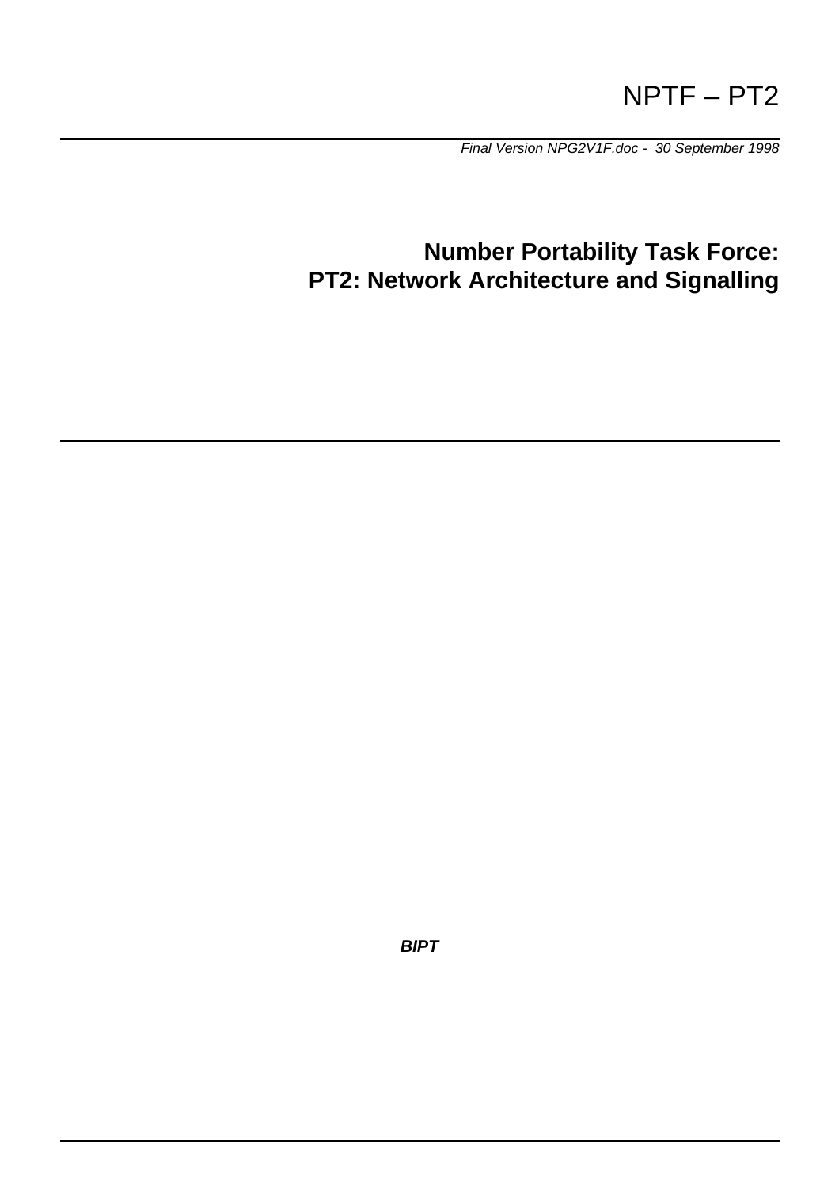NPTF – PT2

*Final Version NPG2V1F.doc - 30 September 1998*

# Number Portability Task Force: PT2: Network Architecture and Signalling

***BIPT***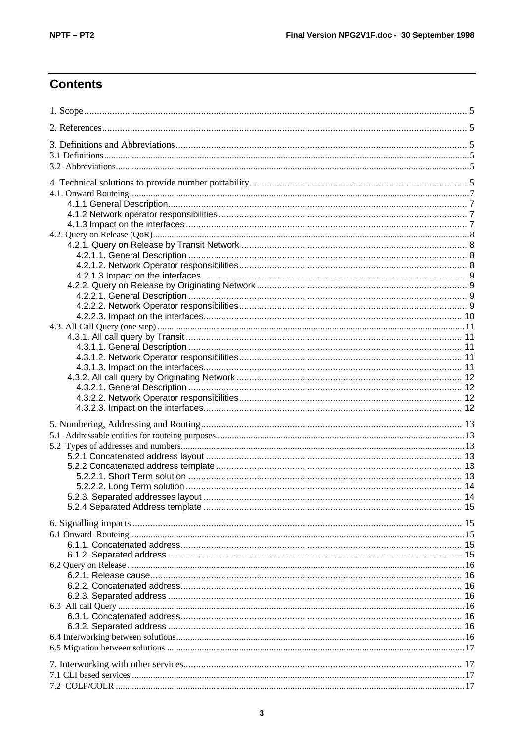# Contents

1. Scope ..... 5

2. References ..... 5

3. Definitions and Abbreviations ..... 5
3.1 Definitions ..... 5
3.2 Abbreviations ..... 5

4. Technical solutions to provide number portability ..... 5
4.1. Onward Routeing ..... 7
- 4.1.1 General Description ..... 7
- 4.1.2 Network operator responsibilities ..... 7
- 4.1.3 Impact on the interfaces ..... 7

4.2. Query on Release (QoR) ..... 8
- 4.2.1. Query on Release by Transit Network ..... 8
  - 4.2.1.1. General Description ..... 8
  - 4.2.1.2. Network Operator responsibilities ..... 8
  - 4.2.1.3 Impact on the interfaces ..... 9
- 4.2.2. Query on Release by Originating Network ..... 9
  - 4.2.2.1. General Description ..... 9
  - 4.2.2.2. Network Operator responsibilities ..... 9
  - 4.2.2.3. Impact on the interfaces ..... 10

4.3. All Call Query (one step) ..... 11
- 4.3.1. All call query by Transit ..... 11
  - 4.3.1.1. General Description ..... 11
  - 4.3.1.2. Network Operator responsibilities ..... 11
  - 4.3.1.3. Impact on the interfaces ..... 11
- 4.3.2. All call query by Originating Network ..... 12
  - 4.3.2.1. General Description ..... 12
  - 4.3.2.2. Network Operator responsibilities ..... 12
  - 4.3.2.3. Impact on the interfaces ..... 12

5. Numbering, Addressing and Routing ..... 13
5.1 Addressable entities for routeing purposes ..... 13
5.2 Types of addresses and numbers ..... 13
- 5.2.1 Concatenated address layout ..... 13
- 5.2.2 Concatenated address template ..... 13
  - 5.2.2.1. Short Term solution ..... 13
  - 5.2.2.2. Long Term solution ..... 14
- 5.2.3. Separated addresses layout ..... 14
- 5.2.4 Separated Address template ..... 15

6. Signalling impacts ..... 15
6.1 Onward Routeing ..... 15
- 6.1.1. Concatenated address ..... 15
- 6.1.2. Separated address ..... 15

6.2 Query on Release ..... 16
- 6.2.1. Release cause ..... 16
- 6.2.2. Concatenated address ..... 16
- 6.2.3. Separated address ..... 16

6.3 All call Query ..... 16
- 6.3.1. Concatenated address ..... 16
- 6.3.2. Separated address ..... 16

6.4 Interworking between solutions ..... 16
6.5 Migration between solutions ..... 17

7. Interworking with other services ..... 17
7.1 CLI based services ..... 17
7.2 COLP/COLR ..... 17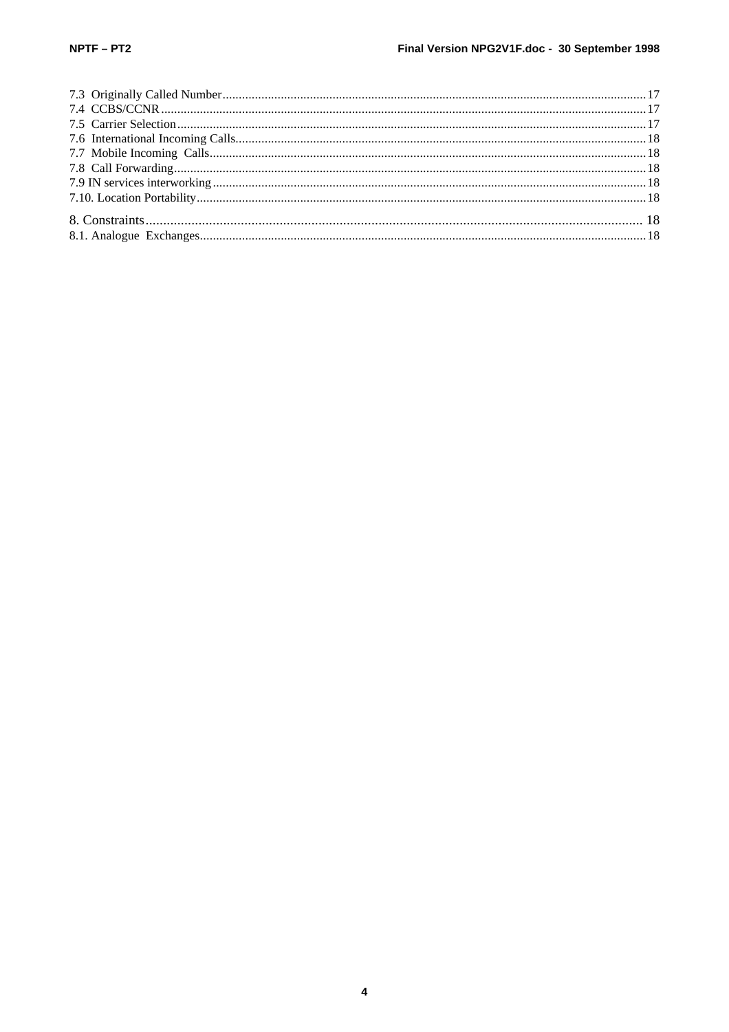7.3 Originally Called Number .......... 17
7.4 CCBS/CCNR .......... 17
7.5 Carrier Selection .......... 17
7.6 International Incoming Calls .......... 18
7.7 Mobile Incoming Calls .......... 18
7.8 Call Forwarding .......... 18
7.9 IN services interworking .......... 18
7.10. Location Portability .......... 18

8. Constraints .......... 18

8.1. Analogue Exchanges .......... 18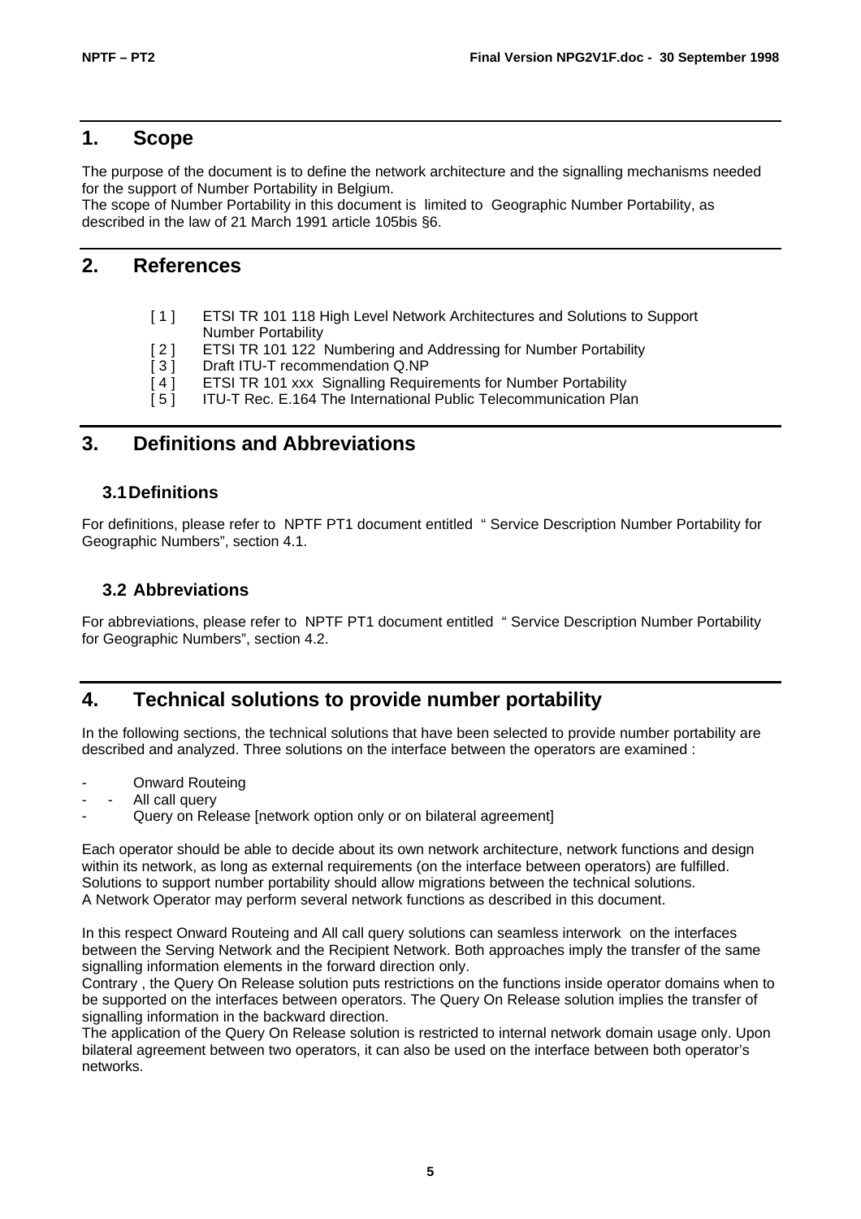# 1. Scope

The purpose of the document is to define the network architecture and the signalling mechanisms needed for the support of Number Portability in Belgium.
The scope of Number Portability in this document is limited to Geographic Number Portability, as described in the law of 21 March 1991 article 105bis §6.

# 2. References

[ 1 ] ETSI TR 101 118 High Level Network Architectures and Solutions to Support Number Portability
[ 2 ] ETSI TR 101 122 Numbering and Addressing for Number Portability
[ 3 ] Draft ITU-T recommendation Q.NP
[ 4 ] ETSI TR 101 xxx Signalling Requirements for Number Portability
[ 5 ] ITU-T Rec. E.164 The International Public Telecommunication Plan

# 3. Definitions and Abbreviations

## 3.1 Definitions

For definitions, please refer to NPTF PT1 document entitled " Service Description Number Portability for Geographic Numbers", section 4.1.

## 3.2 Abbreviations

For abbreviations, please refer to NPTF PT1 document entitled " Service Description Number Portability for Geographic Numbers", section 4.2.

# 4. Technical solutions to provide number portability

In the following sections, the technical solutions that have been selected to provide number portability are described and analyzed. Three solutions on the interface between the operators are examined :

- Onward Routeing
- All call query
- Query on Release [network option only or on bilateral agreement]

Each operator should be able to decide about its own network architecture, network functions and design within its network, as long as external requirements (on the interface between operators) are fulfilled.
Solutions to support number portability should allow migrations between the technical solutions.
A Network Operator may perform several network functions as described in this document.

In this respect Onward Routeing and All call query solutions can seamless interwork on the interfaces between the Serving Network and the Recipient Network. Both approaches imply the transfer of the same signalling information elements in the forward direction only.
Contrary , the Query On Release solution puts restrictions on the functions inside operator domains when to be supported on the interfaces between operators. The Query On Release solution implies the transfer of signalling information in the backward direction.
The application of the Query On Release solution is restricted to internal network domain usage only. Upon bilateral agreement between two operators, it can also be used on the interface between both operator's networks.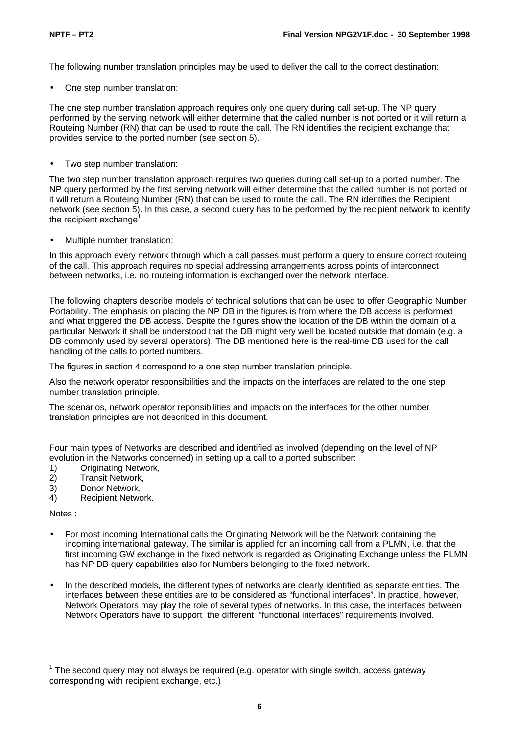The following number translation principles may be used to deliver the call to the correct destination:

- One step number translation:

The one step number translation approach requires only one query during call set-up. The NP query performed by the serving network will either determine that the called number is not ported or it will return a Routeing Number (RN) that can be used to route the call. The RN identifies the recipient exchange that provides service to the ported number (see section 5).

- Two step number translation:

The two step number translation approach requires two queries during call set-up to a ported number. The NP query performed by the first serving network will either determine that the called number is not ported or it will return a Routeing Number (RN) that can be used to route the call. The RN identifies the Recipient network (see section 5). In this case, a second query has to be performed by the recipient network to identify the recipient exchange[1].

- Multiple number translation:

In this approach every network through which a call passes must perform a query to ensure correct routeing of the call. This approach requires no special addressing arrangements across points of interconnect between networks, i.e. no routeing information is exchanged over the network interface.

The following chapters describe models of technical solutions that can be used to offer Geographic Number Portability. The emphasis on placing the NP DB in the figures is from where the DB access is performed and what triggered the DB access. Despite the figures show the location of the DB within the domain of a particular Network it shall be understood that the DB might very well be located outside that domain (e.g. a DB commonly used by several operators). The DB mentioned here is the real-time DB used for the call handling of the calls to ported numbers.

The figures in section 4 correspond to a one step number translation principle.

Also the network operator responsibilities and the impacts on the interfaces are related to the one step number translation principle.

The scenarios, network operator reponsibilities and impacts on the interfaces for the other number translation principles are not described in this document.

Four main types of Networks are described and identified as involved (depending on the level of NP evolution in the Networks concerned) in setting up a call to a ported subscriber:

1) Originating Network,
2) Transit Network,
3) Donor Network,
4) Recipient Network.

Notes :

- For most incoming International calls the Originating Network will be the Network containing the incoming international gateway. The similar is applied for an incoming call from a PLMN, i.e. that the first incoming GW exchange in the fixed network is regarded as Originating Exchange unless the PLMN has NP DB query capabilities also for Numbers belonging to the fixed network.

- In the described models, the different types of networks are clearly identified as separate entities. The interfaces between these entities are to be considered as "functional interfaces". In practice, however, Network Operators may play the role of several types of networks. In this case, the interfaces between Network Operators have to support the different "functional interfaces" requirements involved.

---

[1] The second query may not always be required (e.g. operator with single switch, access gateway corresponding with recipient exchange, etc.)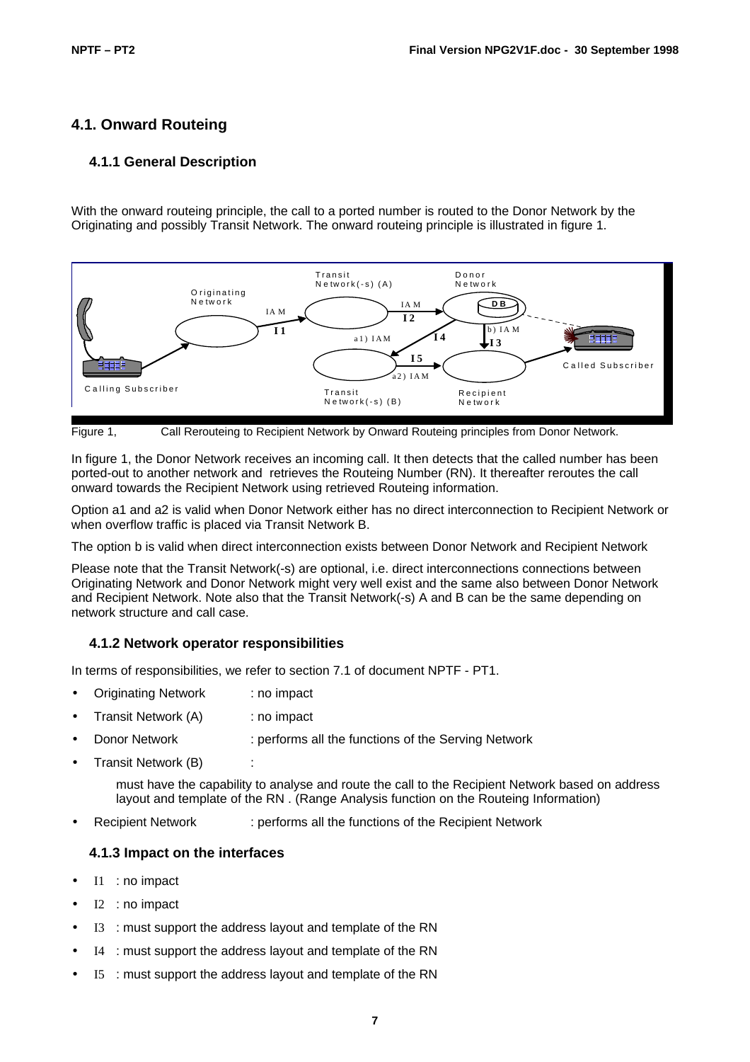## 4.1. Onward Routeing

### 4.1.1 General Description

With the onward routeing principle, the call to a ported number is routed to the Donor Network by the Originating and possibly Transit Network. The onward routeing principle is illustrated in figure 1.

Figure 1, Call Rerouteing to Recipient Network by Onward Routeing principles from Donor Network.

In figure 1, the Donor Network receives an incoming call. It then detects that the called number has been ported-out to another network and retrieves the Routeing Number (RN). It thereafter reroutes the call onward towards the Recipient Network using retrieved Routeing information.

Option a1 and a2 is valid when Donor Network either has no direct interconnection to Recipient Network or when overflow traffic is placed via Transit Network B.

The option b is valid when direct interconnection exists between Donor Network and Recipient Network

Please note that the Transit Network(-s) are optional, i.e. direct interconnections connections between Originating Network and Donor Network might very well exist and the same also between Donor Network and Recipient Network. Note also that the Transit Network(-s) A and B can be the same depending on network structure and call case.

### 4.1.2 Network operator responsibilities

In terms of responsibilities, we refer to section 7.1 of document NPTF - PT1.

- Originating Network : no impact
- Transit Network (A) : no impact
- Donor Network : performs all the functions of the Serving Network
- Transit Network (B) :

  must have the capability to analyse and route the call to the Recipient Network based on address layout and template of the RN . (Range Analysis function on the Routeing Information)
- Recipient Network : performs all the functions of the Recipient Network

### 4.1.3 Impact on the interfaces

- I1 : no impact
- I2 : no impact
- I3 : must support the address layout and template of the RN
- I4 : must support the address layout and template of the RN
- I5 : must support the address layout and template of the RN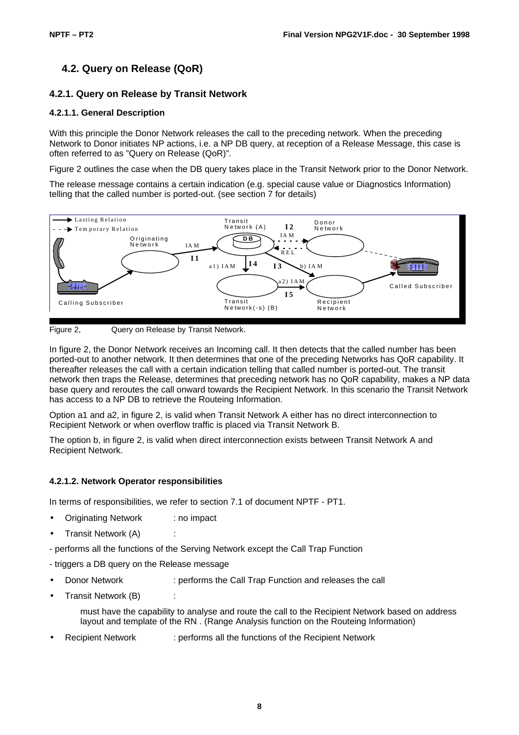## 4.2. Query on Release (QoR)

### 4.2.1. Query on Release by Transit Network

#### 4.2.1.1. General Description

With this principle the Donor Network releases the call to the preceding network. When the preceding Network to Donor initiates NP actions, i.e. a NP DB query, at reception of a Release Message, this case is often referred to as "Query on Release (QoR)".

Figure 2 outlines the case when the DB query takes place in the Transit Network prior to the Donor Network.

The release message contains a certain indication (e.g. special cause value or Diagnostics Information) telling that the called number is ported-out. (see section 7 for details)

Figure 2, Query on Release by Transit Network.

In figure 2, the Donor Network receives an Incoming call. It then detects that the called number has been ported-out to another network. It then determines that one of the preceding Networks has QoR capability. It thereafter releases the call with a certain indication telling that called number is ported-out. The transit network then traps the Release, determines that preceding network has no QoR capability, makes a NP data base query and reroutes the call onward towards the Recipient Network. In this scenario the Transit Network has access to a NP DB to retrieve the Routeing Information.

Option a1 and a2, in figure 2, is valid when Transit Network A either has no direct interconnection to Recipient Network or when overflow traffic is placed via Transit Network B.

The option b, in figure 2, is valid when direct interconnection exists between Transit Network A and Recipient Network.

#### 4.2.1.2. Network Operator responsibilities

In terms of responsibilities, we refer to section 7.1 of document NPTF - PT1.

- Originating Network : no impact
- Transit Network (A) :

- performs all the functions of the Serving Network except the Call Trap Function

- triggers a DB query on the Release message

- Donor Network : performs the Call Trap Function and releases the call
- Transit Network (B) :

  must have the capability to analyse and route the call to the Recipient Network based on address layout and template of the RN . (Range Analysis function on the Routeing Information)

- Recipient Network : performs all the functions of the Recipient Network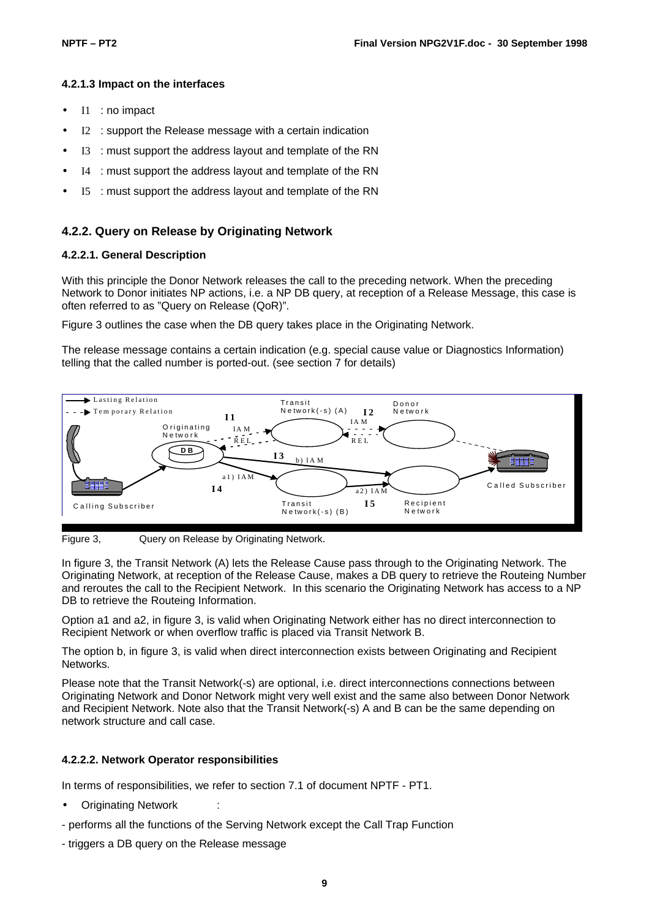#### 4.2.1.3 Impact on the interfaces

- I1 : no impact
- I2 : support the Release message with a certain indication
- I3 : must support the address layout and template of the RN
- I4 : must support the address layout and template of the RN
- I5 : must support the address layout and template of the RN

### 4.2.2. Query on Release by Originating Network

#### 4.2.2.1. General Description

With this principle the Donor Network releases the call to the preceding network. When the preceding Network to Donor initiates NP actions, i.e. a NP DB query, at reception of a Release Message, this case is often referred to as "Query on Release (QoR)".

Figure 3 outlines the case when the DB query takes place in the Originating Network.

The release message contains a certain indication (e.g. special cause value or Diagnostics Information) telling that the called number is ported-out. (see section 7 for details)

Figure 3, Query on Release by Originating Network.

In figure 3, the Transit Network (A) lets the Release Cause pass through to the Originating Network. The Originating Network, at reception of the Release Cause, makes a DB query to retrieve the Routeing Number and reroutes the call to the Recipient Network. In this scenario the Originating Network has access to a NP DB to retrieve the Routeing Information.

Option a1 and a2, in figure 3, is valid when Originating Network either has no direct interconnection to Recipient Network or when overflow traffic is placed via Transit Network B.

The option b, in figure 3, is valid when direct interconnection exists between Originating and Recipient Networks.

Please note that the Transit Network(-s) are optional, i.e. direct interconnections connections between Originating Network and Donor Network might very well exist and the same also between Donor Network and Recipient Network. Note also that the Transit Network(-s) A and B can be the same depending on network structure and call case.

#### 4.2.2.2. Network Operator responsibilities

In terms of responsibilities, we refer to section 7.1 of document NPTF - PT1.

- Originating Network :

- performs all the functions of the Serving Network except the Call Trap Function

- triggers a DB query on the Release message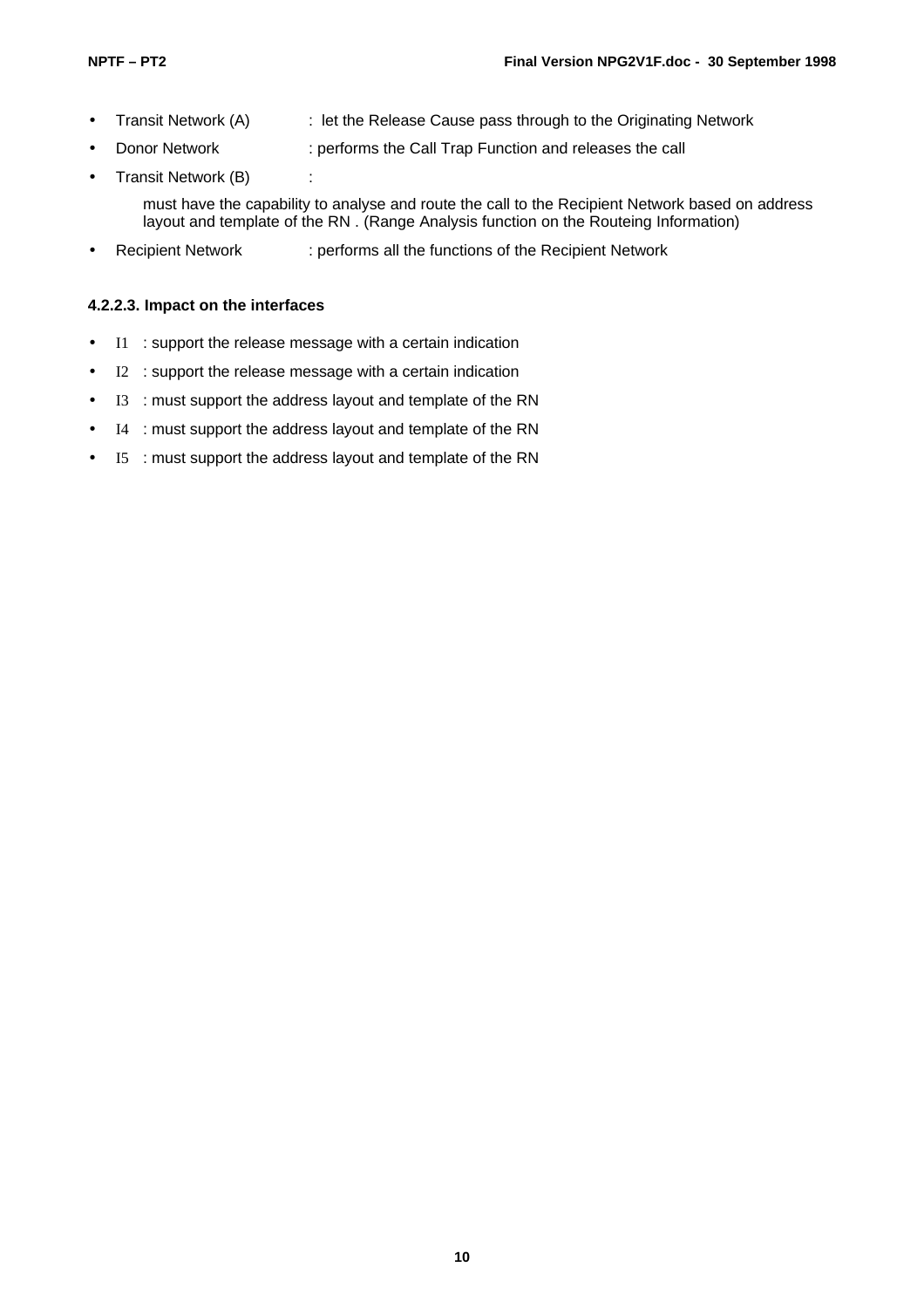- Transit Network (A) : let the Release Cause pass through to the Originating Network
- Donor Network : performs the Call Trap Function and releases the call
- Transit Network (B) :

  must have the capability to analyse and route the call to the Recipient Network based on address layout and template of the RN . (Range Analysis function on the Routeing Information)
- Recipient Network : performs all the functions of the Recipient Network

#### 4.2.2.3. Impact on the interfaces

- I1 : support the release message with a certain indication
- I2 : support the release message with a certain indication
- I3 : must support the address layout and template of the RN
- I4 : must support the address layout and template of the RN
- I5 : must support the address layout and template of the RN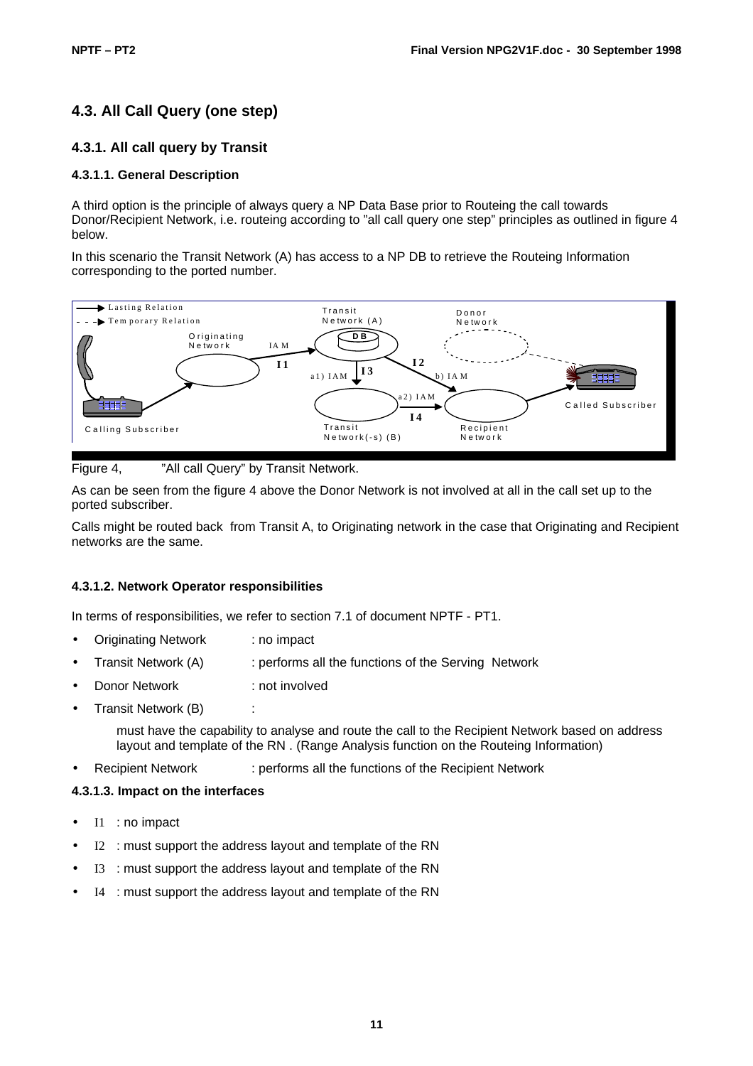## 4.3. All Call Query (one step)

### 4.3.1. All call query by Transit

#### 4.3.1.1. General Description

A third option is the principle of always query a NP Data Base prior to Routeing the call towards Donor/Recipient Network, i.e. routeing according to ”all call query one step” principles as outlined in figure 4 below.

In this scenario the Transit Network (A) has access to a NP DB to retrieve the Routeing Information corresponding to the ported number.

Figure 4, ”All call Query” by Transit Network.

As can be seen from the figure 4 above the Donor Network is not involved at all in the call set up to the ported subscriber.

Calls might be routed back from Transit A, to Originating network in the case that Originating and Recipient networks are the same.

#### 4.3.1.2. Network Operator responsibilities

In terms of responsibilities, we refer to section 7.1 of document NPTF - PT1.

- Originating Network : no impact
- Transit Network (A) : performs all the functions of the Serving Network
- Donor Network : not involved
- Transit Network (B) :

  must have the capability to analyse and route the call to the Recipient Network based on address layout and template of the RN . (Range Analysis function on the Routeing Information)
- Recipient Network : performs all the functions of the Recipient Network

#### 4.3.1.3. Impact on the interfaces

- I1 : no impact
- I2 : must support the address layout and template of the RN
- I3 : must support the address layout and template of the RN
- I4 : must support the address layout and template of the RN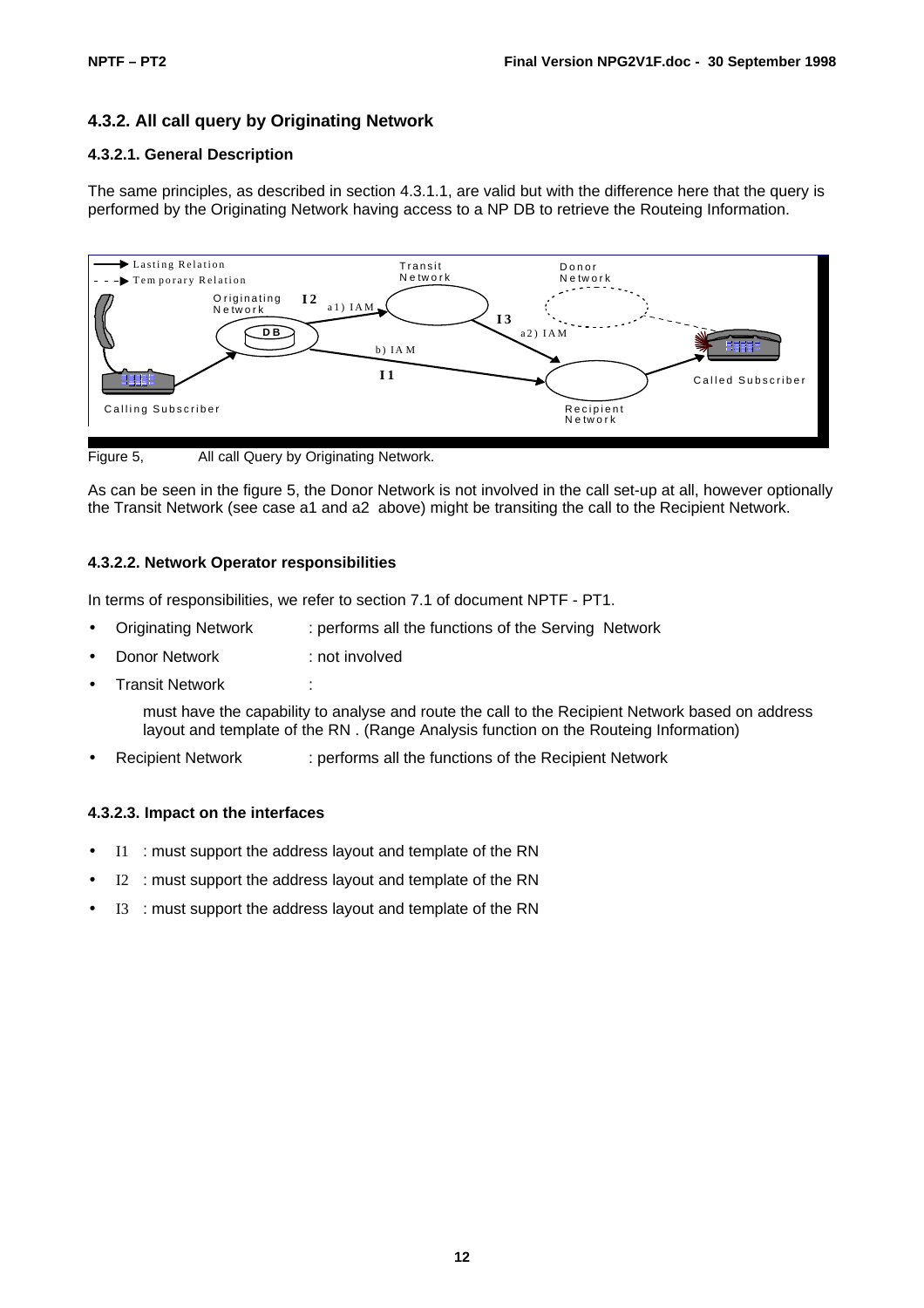### 4.3.2. All call query by Originating Network

#### 4.3.2.1. General Description

The same principles, as described in section 4.3.1.1, are valid but with the difference here that the query is performed by the Originating Network having access to a NP DB to retrieve the Routeing Information.

Figure 5, All call Query by Originating Network.

As can be seen in the figure 5, the Donor Network is not involved in the call set-up at all, however optionally the Transit Network (see case a1 and a2 above) might be transiting the call to the Recipient Network.

#### 4.3.2.2. Network Operator responsibilities

In terms of responsibilities, we refer to section 7.1 of document NPTF - PT1.

- Originating Network : performs all the functions of the Serving Network
- Donor Network : not involved
- Transit Network :

  must have the capability to analyse and route the call to the Recipient Network based on address layout and template of the RN . (Range Analysis function on the Routeing Information)
- Recipient Network : performs all the functions of the Recipient Network

#### 4.3.2.3. Impact on the interfaces

- I1 : must support the address layout and template of the RN
- I2 : must support the address layout and template of the RN
- I3 : must support the address layout and template of the RN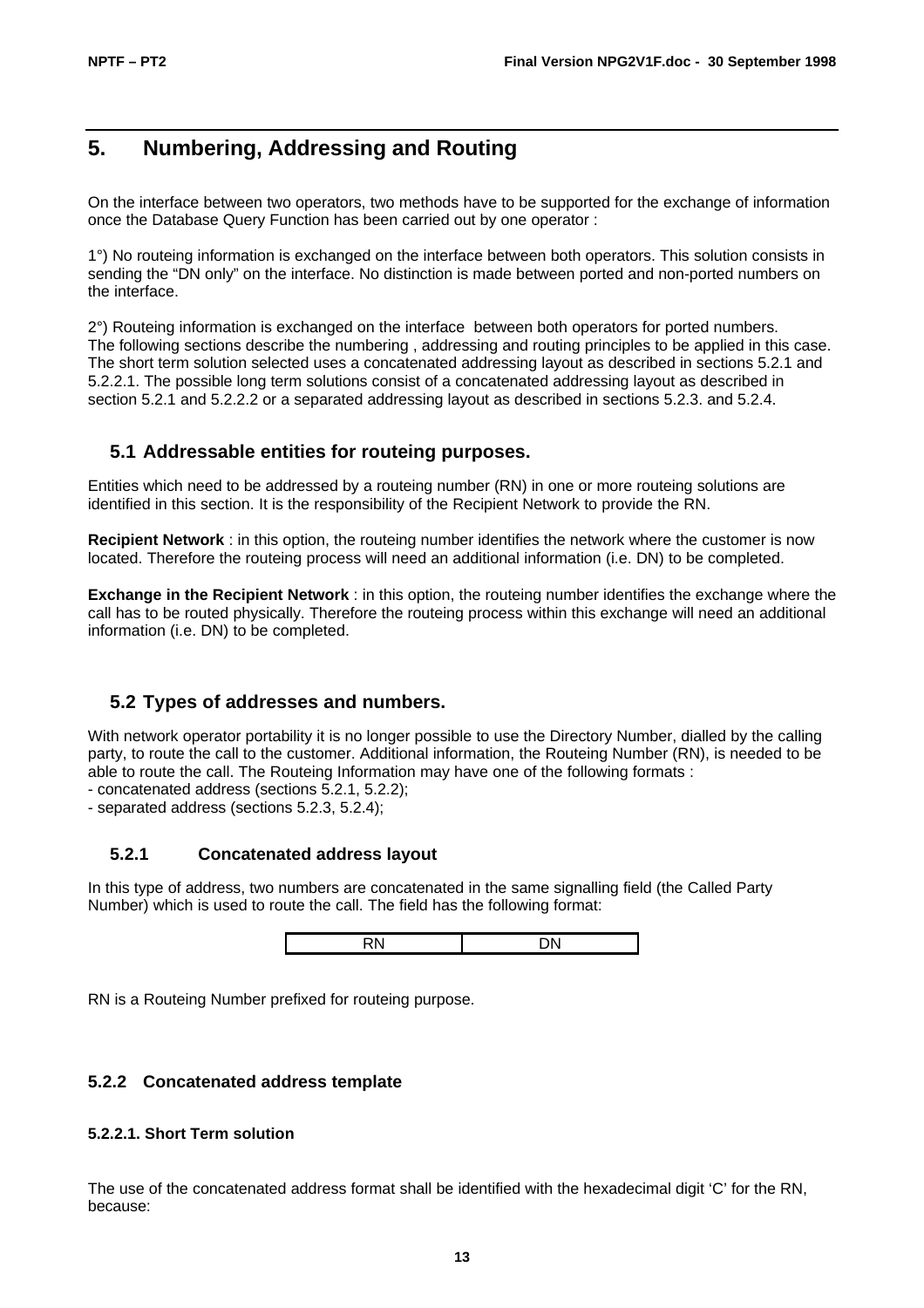# 5. Numbering, Addressing and Routing

On the interface between two operators, two methods have to be supported for the exchange of information once the Database Query Function has been carried out by one operator :

1°) No routeing information is exchanged on the interface between both operators. This solution consists in sending the “DN only” on the interface. No distinction is made between ported and non-ported numbers on the interface.

2°) Routeing information is exchanged on the interface between both operators for ported numbers.
The following sections describe the numbering , addressing and routing principles to be applied in this case. The short term solution selected uses a concatenated addressing layout as described in sections 5.2.1 and 5.2.2.1. The possible long term solutions consist of a concatenated addressing layout as described in section 5.2.1 and 5.2.2.2 or a separated addressing layout as described in sections 5.2.3. and 5.2.4.

## 5.1 Addressable entities for routeing purposes.

Entities which need to be addressed by a routeing number (RN) in one or more routeing solutions are identified in this section. It is the responsibility of the Recipient Network to provide the RN.

**Recipient Network** : in this option, the routeing number identifies the network where the customer is now located. Therefore the routeing process will need an additional information (i.e. DN) to be completed.

**Exchange in the Recipient Network** : in this option, the routeing number identifies the exchange where the call has to be routed physically. Therefore the routeing process within this exchange will need an additional information (i.e. DN) to be completed.

## 5.2 Types of addresses and numbers.

With network operator portability it is no longer possible to use the Directory Number, dialled by the calling party, to route the call to the customer. Additional information, the Routeing Number (RN), is needed to be able to route the call. The Routeing Information may have one of the following formats :
- concatenated address (sections 5.2.1, 5.2.2);
- separated address (sections 5.2.3, 5.2.4);

### 5.2.1 Concatenated address layout

In this type of address, two numbers are concatenated in the same signalling field (the Called Party Number) which is used to route the call. The field has the following format:

| RN | DN |
|---|---|

RN is a Routeing Number prefixed for routeing purpose.

### 5.2.2 Concatenated address template

#### 5.2.2.1. Short Term solution

The use of the concatenated address format shall be identified with the hexadecimal digit ‘C’ for the RN, because: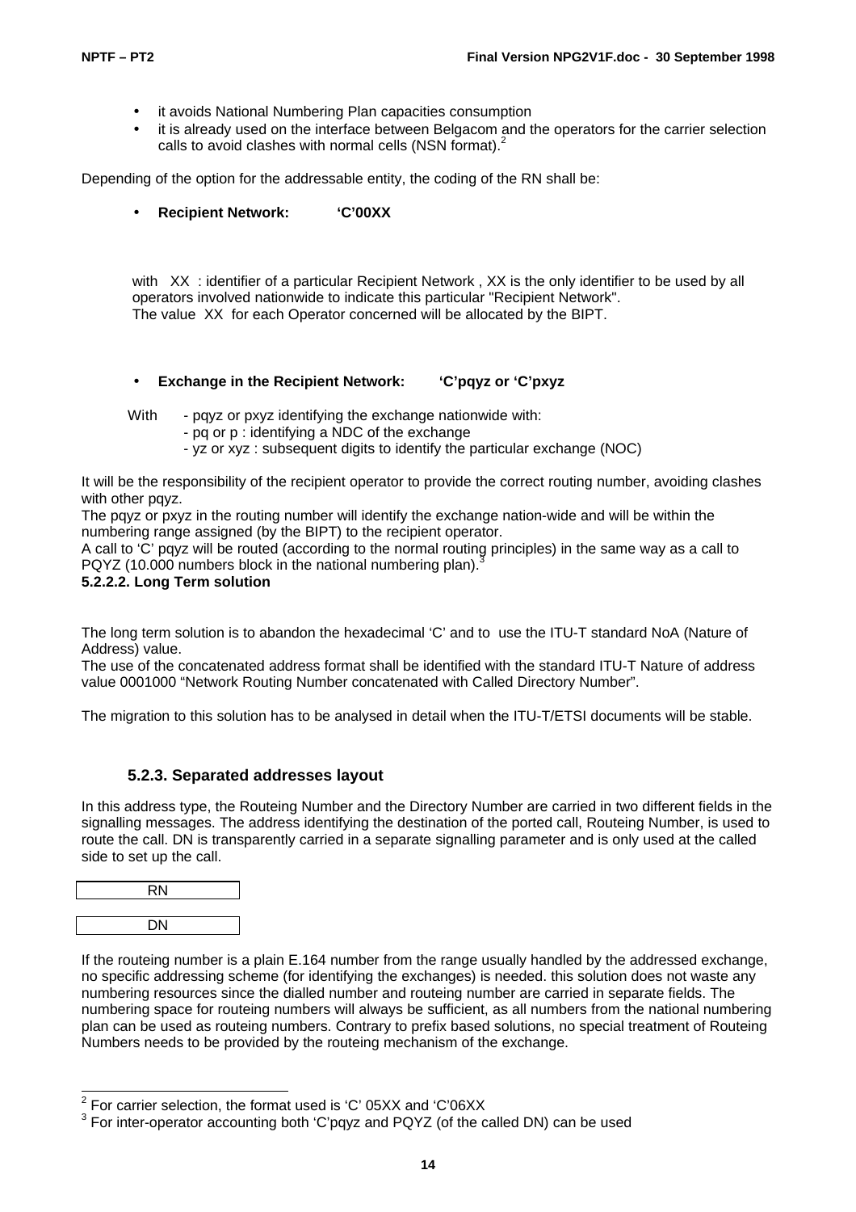- it avoids National Numbering Plan capacities consumption
- it is already used on the interface between Belgacom and the operators for the carrier selection calls to avoid clashes with normal cells (NSN format).[2]

Depending of the option for the addressable entity, the coding of the RN shall be:

- **Recipient Network: 'C'00XX**

with XX : identifier of a particular Recipient Network , XX is the only identifier to be used by all operators involved nationwide to indicate this particular "Recipient Network".
The value XX for each Operator concerned will be allocated by the BIPT.

- **Exchange in the Recipient Network: 'C'pqyz or 'C'pxyz**

With - pqyz or pxyz identifying the exchange nationwide with:
- pq or p : identifying a NDC of the exchange
- yz or xyz : subsequent digits to identify the particular exchange (NOC)

It will be the responsibility of the recipient operator to provide the correct routing number, avoiding clashes with other pqyz.
The pqyz or pxyz in the routing number will identify the exchange nation-wide and will be within the numbering range assigned (by the BIPT) to the recipient operator.
A call to 'C' pqyz will be routed (according to the normal routing principles) in the same way as a call to PQYZ (10.000 numbers block in the national numbering plan).[3]

**5.2.2.2. Long Term solution**

The long term solution is to abandon the hexadecimal 'C' and to use the ITU-T standard NoA (Nature of Address) value.
The use of the concatenated address format shall be identified with the standard ITU-T Nature of address value 0001000 "Network Routing Number concatenated with Called Directory Number".

The migration to this solution has to be analysed in detail when the ITU-T/ETSI documents will be stable.

### 5.2.3. Separated addresses layout

In this address type, the Routeing Number and the Directory Number are carried in two different fields in the signalling messages. The address identifying the destination of the ported call, Routeing Number, is used to route the call. DN is transparently carried in a separate signalling parameter and is only used at the called side to set up the call.

| RN |
|---|

| DN |
|---|

If the routeing number is a plain E.164 number from the range usually handled by the addressed exchange, no specific addressing scheme (for identifying the exchanges) is needed. this solution does not waste any numbering resources since the dialled number and routeing number are carried in separate fields. The numbering space for routeing numbers will always be sufficient, as all numbers from the national numbering plan can be used as routeing numbers. Contrary to prefix based solutions, no special treatment of Routeing Numbers needs to be provided by the routeing mechanism of the exchange.

---

[2] For carrier selection, the format used is 'C' 05XX and 'C'06XX
[3] For inter-operator accounting both 'C'pqyz and PQYZ (of the called DN) can be used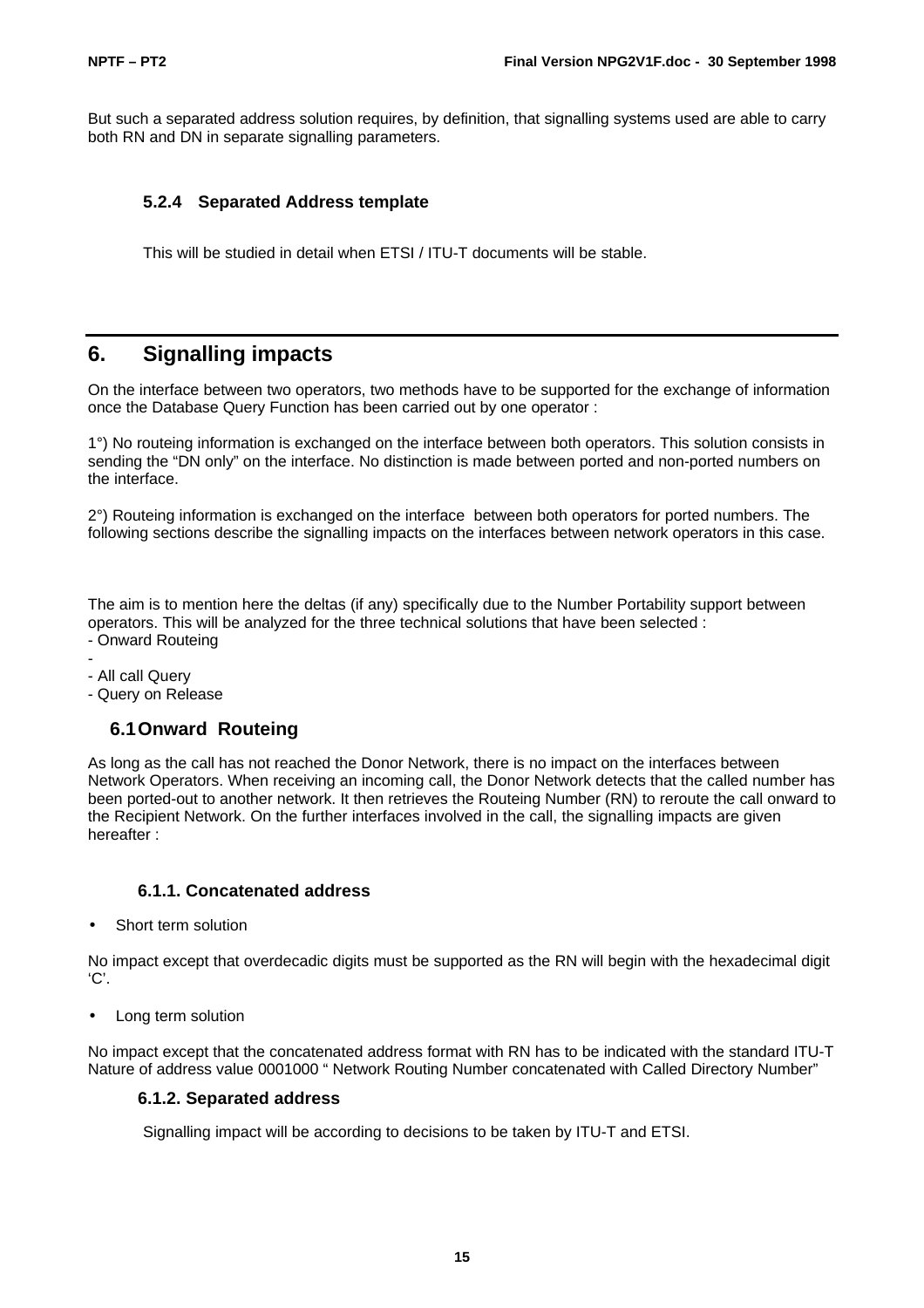But such a separated address solution requires, by definition, that signalling systems used are able to carry both RN and DN in separate signalling parameters.

### 5.2.4 Separated Address template

This will be studied in detail when ETSI / ITU-T documents will be stable.

# 6. Signalling impacts

On the interface between two operators, two methods have to be supported for the exchange of information once the Database Query Function has been carried out by one operator :

1°) No routeing information is exchanged on the interface between both operators. This solution consists in sending the "DN only" on the interface. No distinction is made between ported and non-ported numbers on the interface.

2°) Routeing information is exchanged on the interface between both operators for ported numbers. The following sections describe the signalling impacts on the interfaces between network operators in this case.

The aim is to mention here the deltas (if any) specifically due to the Number Portability support between operators. This will be analyzed for the three technical solutions that have been selected :

- Onward Routeing
- 
- All call Query
- Query on Release

## 6.1 Onward Routeing

As long as the call has not reached the Donor Network, there is no impact on the interfaces between Network Operators. When receiving an incoming call, the Donor Network detects that the called number has been ported-out to another network. It then retrieves the Routeing Number (RN) to reroute the call onward to the Recipient Network. On the further interfaces involved in the call, the signalling impacts are given hereafter :

### 6.1.1. Concatenated address

- Short term solution

No impact except that overdecadic digits must be supported as the RN will begin with the hexadecimal digit 'C'.

- Long term solution

No impact except that the concatenated address format with RN has to be indicated with the standard ITU-T Nature of address value 0001000 " Network Routing Number concatenated with Called Directory Number"

### 6.1.2. Separated address

Signalling impact will be according to decisions to be taken by ITU-T and ETSI.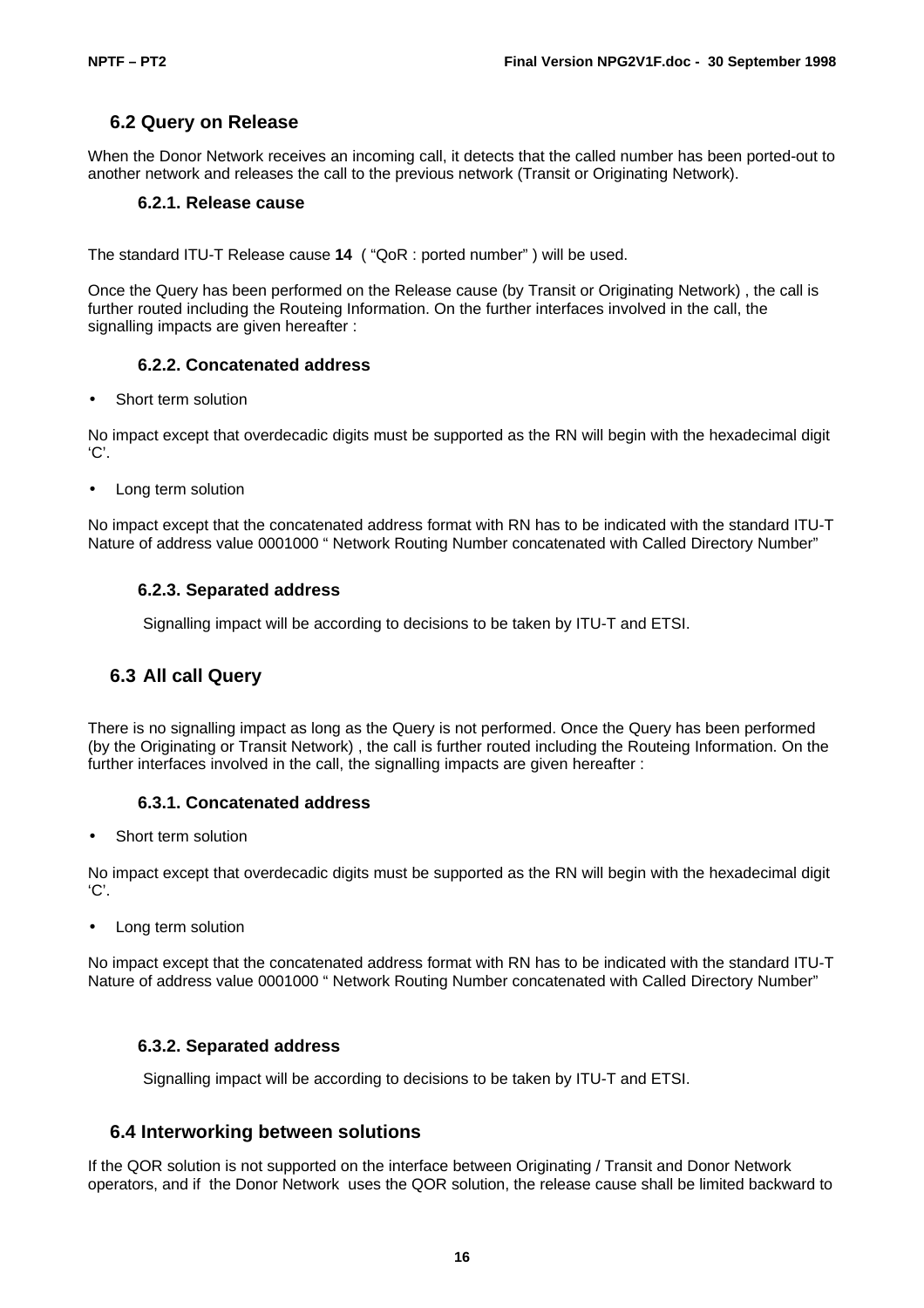## 6.2 Query on Release

When the Donor Network receives an incoming call, it detects that the called number has been ported-out to another network and releases the call to the previous network (Transit or Originating Network).

### 6.2.1. Release cause

The standard ITU-T Release cause **14** ( “QoR : ported number” ) will be used.

Once the Query has been performed on the Release cause (by Transit or Originating Network) , the call is further routed including the Routeing Information. On the further interfaces involved in the call, the signalling impacts are given hereafter :

### 6.2.2. Concatenated address

- Short term solution

No impact except that overdecadic digits must be supported as the RN will begin with the hexadecimal digit ‘C’.

- Long term solution

No impact except that the concatenated address format with RN has to be indicated with the standard ITU-T Nature of address value 0001000 “ Network Routing Number concatenated with Called Directory Number”

### 6.2.3. Separated address

Signalling impact will be according to decisions to be taken by ITU-T and ETSI.

## 6.3 All call Query

There is no signalling impact as long as the Query is not performed. Once the Query has been performed (by the Originating or Transit Network) , the call is further routed including the Routeing Information. On the further interfaces involved in the call, the signalling impacts are given hereafter :

### 6.3.1. Concatenated address

- Short term solution

No impact except that overdecadic digits must be supported as the RN will begin with the hexadecimal digit ‘C’.

- Long term solution

No impact except that the concatenated address format with RN has to be indicated with the standard ITU-T Nature of address value 0001000 “ Network Routing Number concatenated with Called Directory Number”

### 6.3.2. Separated address

Signalling impact will be according to decisions to be taken by ITU-T and ETSI.

## 6.4 Interworking between solutions

If the QOR solution is not supported on the interface between Originating / Transit and Donor Network operators, and if the Donor Network uses the QOR solution, the release cause shall be limited backward to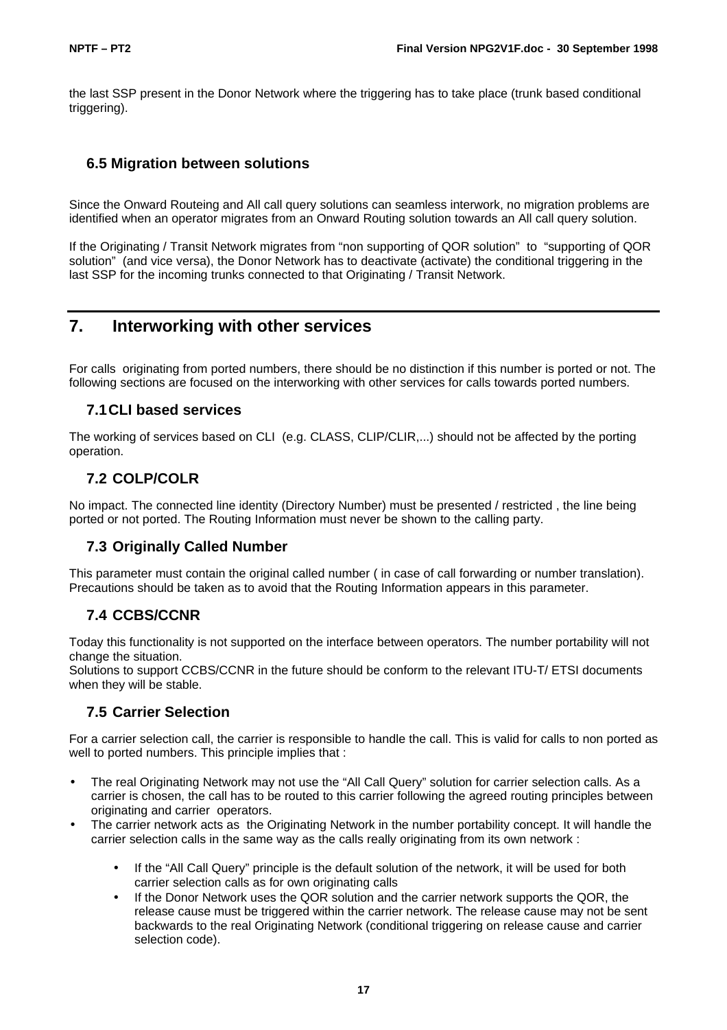the last SSP present in the Donor Network where the triggering has to take place (trunk based conditional triggering).

## 6.5 Migration between solutions

Since the Onward Routeing and All call query solutions can seamless interwork, no migration problems are identified when an operator migrates from an Onward Routing solution towards an All call query solution.

If the Originating / Transit Network migrates from "non supporting of QOR solution" to "supporting of QOR solution" (and vice versa), the Donor Network has to deactivate (activate) the conditional triggering in the last SSP for the incoming trunks connected to that Originating / Transit Network.

# 7. Interworking with other services

For calls originating from ported numbers, there should be no distinction if this number is ported or not. The following sections are focused on the interworking with other services for calls towards ported numbers.

## 7.1 CLI based services

The working of services based on CLI (e.g. CLASS, CLIP/CLIR,...) should not be affected by the porting operation.

## 7.2 COLP/COLR

No impact. The connected line identity (Directory Number) must be presented / restricted , the line being ported or not ported. The Routing Information must never be shown to the calling party.

## 7.3 Originally Called Number

This parameter must contain the original called number ( in case of call forwarding or number translation). Precautions should be taken as to avoid that the Routing Information appears in this parameter.

## 7.4 CCBS/CCNR

Today this functionality is not supported on the interface between operators. The number portability will not change the situation.
Solutions to support CCBS/CCNR in the future should be conform to the relevant ITU-T/ ETSI documents when they will be stable.

## 7.5 Carrier Selection

For a carrier selection call, the carrier is responsible to handle the call. This is valid for calls to non ported as well to ported numbers. This principle implies that :

- The real Originating Network may not use the "All Call Query" solution for carrier selection calls. As a carrier is chosen, the call has to be routed to this carrier following the agreed routing principles between originating and carrier operators.
- The carrier network acts as the Originating Network in the number portability concept. It will handle the carrier selection calls in the same way as the calls really originating from its own network :
  - If the "All Call Query" principle is the default solution of the network, it will be used for both carrier selection calls as for own originating calls
  - If the Donor Network uses the QOR solution and the carrier network supports the QOR, the release cause must be triggered within the carrier network. The release cause may not be sent backwards to the real Originating Network (conditional triggering on release cause and carrier selection code).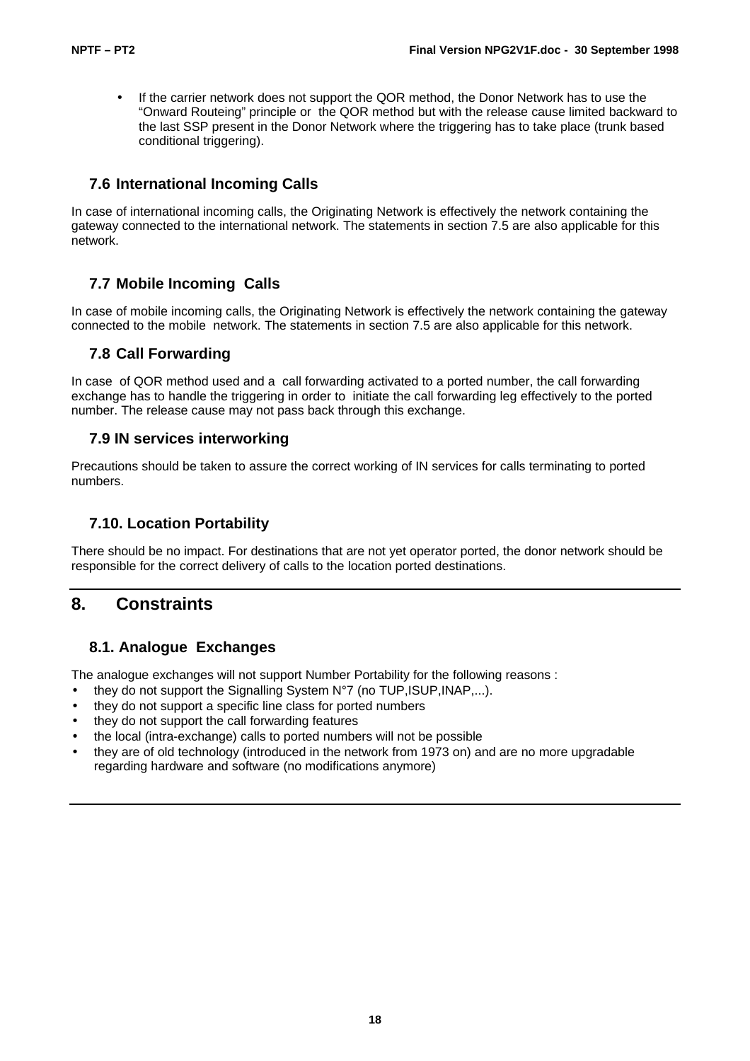- If the carrier network does not support the QOR method, the Donor Network has to use the "Onward Routeing" principle or the QOR method but with the release cause limited backward to the last SSP present in the Donor Network where the triggering has to take place (trunk based conditional triggering).

### 7.6 International Incoming Calls

In case of international incoming calls, the Originating Network is effectively the network containing the gateway connected to the international network. The statements in section 7.5 are also applicable for this network.

### 7.7 Mobile Incoming Calls

In case of mobile incoming calls, the Originating Network is effectively the network containing the gateway connected to the mobile network. The statements in section 7.5 are also applicable for this network.

### 7.8 Call Forwarding

In case of QOR method used and a call forwarding activated to a ported number, the call forwarding exchange has to handle the triggering in order to initiate the call forwarding leg effectively to the ported number. The release cause may not pass back through this exchange.

### 7.9 IN services interworking

Precautions should be taken to assure the correct working of IN services for calls terminating to ported numbers.

### 7.10. Location Portability

There should be no impact. For destinations that are not yet operator ported, the donor network should be responsible for the correct delivery of calls to the location ported destinations.

## 8. Constraints

### 8.1. Analogue Exchanges

The analogue exchanges will not support Number Portability for the following reasons :

- they do not support the Signalling System N°7 (no TUP,ISUP,INAP,...).
- they do not support a specific line class for ported numbers
- they do not support the call forwarding features
- the local (intra-exchange) calls to ported numbers will not be possible
- they are of old technology (introduced in the network from 1973 on) and are no more upgradable regarding hardware and software (no modifications anymore)